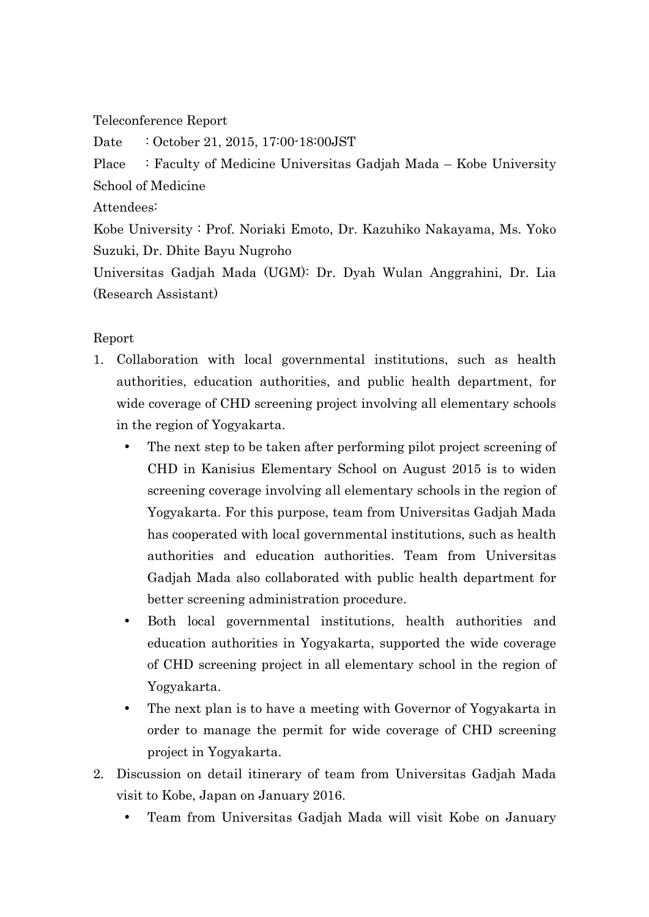Teleconference Report

Date　: October 21, 2015, 17:00-18:00JST

Place　: Faculty of Medicine Universitas Gadjah Mada – Kobe University School of Medicine

Attendees:

Kobe University : Prof. Noriaki Emoto, Dr. Kazuhiko Nakayama, Ms. Yoko Suzuki, Dr. Dhite Bayu Nugroho

Universitas Gadjah Mada (UGM): Dr. Dyah Wulan Anggrahini, Dr. Lia (Research Assistant)

Report

1. Collaboration with local governmental institutions, such as health authorities, education authorities, and public health department, for wide coverage of CHD screening project involving all elementary schools in the region of Yogyakarta.
    - The next step to be taken after performing pilot project screening of CHD in Kanisius Elementary School on August 2015 is to widen screening coverage involving all elementary schools in the region of Yogyakarta. For this purpose, team from Universitas Gadjah Mada has cooperated with local governmental institutions, such as health authorities and education authorities. Team from Universitas Gadjah Mada also collaborated with public health department for better screening administration procedure.
    - Both local governmental institutions, health authorities and education authorities in Yogyakarta, supported the wide coverage of CHD screening project in all elementary school in the region of Yogyakarta.
    - The next plan is to have a meeting with Governor of Yogyakarta in order to manage the permit for wide coverage of CHD screening project in Yogyakarta.
2. Discussion on detail itinerary of team from Universitas Gadjah Mada visit to Kobe, Japan on January 2016.
    - Team from Universitas Gadjah Mada will visit Kobe on January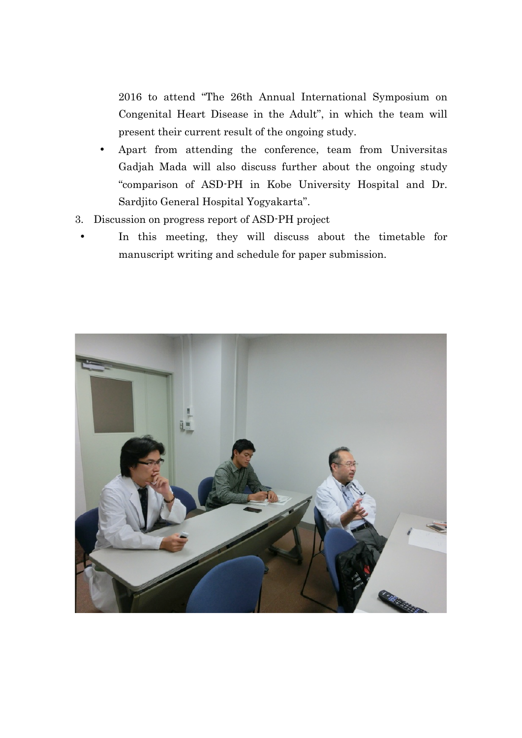2016 to attend "The 26th Annual International Symposium on Congenital Heart Disease in the Adult", in which the team will present their current result of the ongoing study.

- Apart from attending the conference, team from Universitas Gadjah Mada will also discuss further about the ongoing study "comparison of ASD-PH in Kobe University Hospital and Dr. Sardjito General Hospital Yogyakarta".

3. Discussion on progress report of ASD-PH project

- In this meeting, they will discuss about the timetable for manuscript writing and schedule for paper submission.